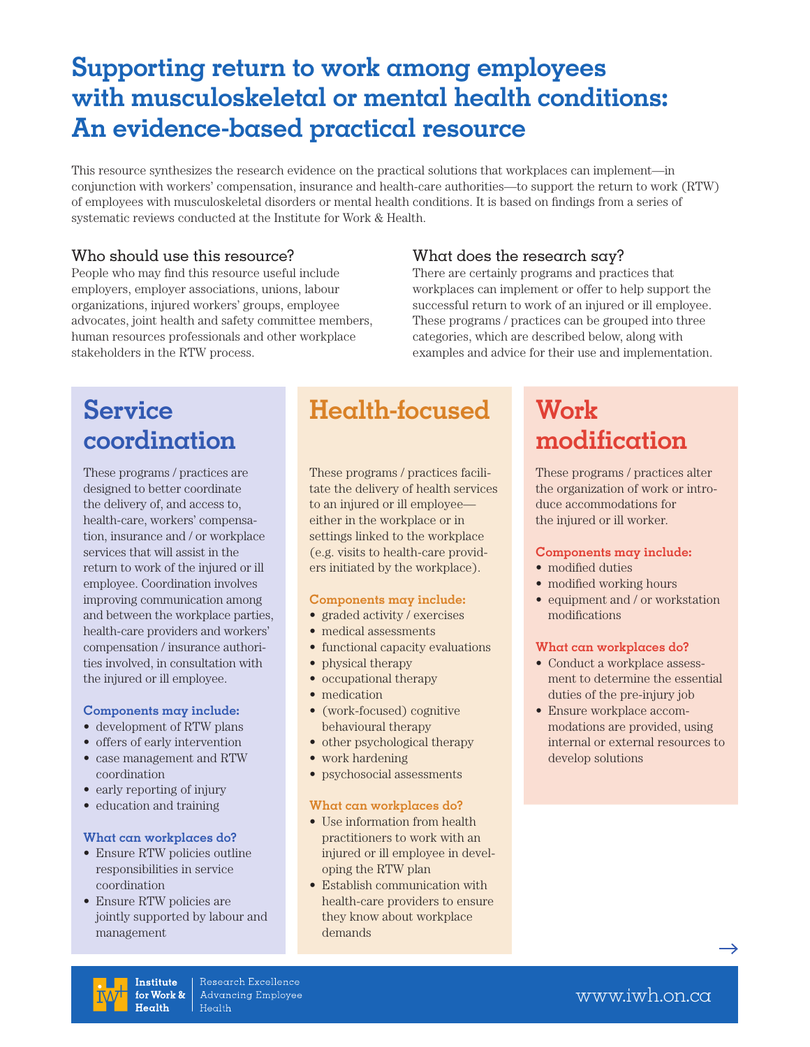# Supporting return to work among employees with musculoskeletal or mental health conditions: An evidence-based practical resource

This resource synthesizes the research evidence on the practical solutions that workplaces can implement—in conjunction with workers' compensation, insurance and health-care authorities—to support the return to work (RTW) of employees with musculoskeletal disorders or mental health conditions. It is based on findings from a series of systematic reviews conducted at the Institute for Work & Health.

### Who should use this resource?

People who may find this resource useful include employers, employer associations, unions, labour organizations, injured workers' groups, employee advocates, joint health and safety committee members, human resources professionals and other workplace stakeholders in the RTW process.

### What does the research say?

There are certainly programs and practices that workplaces can implement or offer to help support the successful return to work of an injured or ill employee. These programs / practices can be grouped into three categories, which are described below, along with examples and advice for their use and implementation.

## Service coordination

These programs / practices are designed to better coordinate the delivery of, and access to, health-care, workers' compensation, insurance and / or workplace services that will assist in the return to work of the injured or ill employee. Coordination involves improving communication among and between the workplace parties, health-care providers and workers' compensation / insurance authorities involved, in consultation with the injured or ill employee.

**Components may include:**

- development of RTW plans
- offers of early intervention
- case management and RTW coordination
- early reporting of injury
- education and training

**What can workplaces do?**

- Ensure RTW policies outline responsibilities in service coordination
- Ensure RTW policies are jointly supported by labour and management

## Health-focused

These programs / practices facilitate the delivery of health services to an injured or ill employee—either in the workplace or in settings linked to the workplace (e.g. visits to health-care providers initiated by the workplace).

**Components may include:**

- graded activity / exercises
- medical assessments
- functional capacity evaluations
- physical therapy
- occupational therapy
- medication
- (work-focused) cognitive behavioural therapy
- other psychological therapy
- work hardening
- psychosocial assessments

**What can workplaces do?**

- Use information from health practitioners to work with an injured or ill employee in developing the RTW plan
- Establish communication with health-care providers to ensure they know about workplace demands

## Work modification

These programs / practices alter the organization of work or introduce accommodations for the injured or ill worker.

**Components may include:**

- modified duties
- modified working hours
- equipment and / or workstation modifications

**What can workplaces do?**

- Conduct a workplace assessment to determine the essential duties of the pre-injury job
- Ensure workplace accommodations are provided, using internal or external resources to develop solutions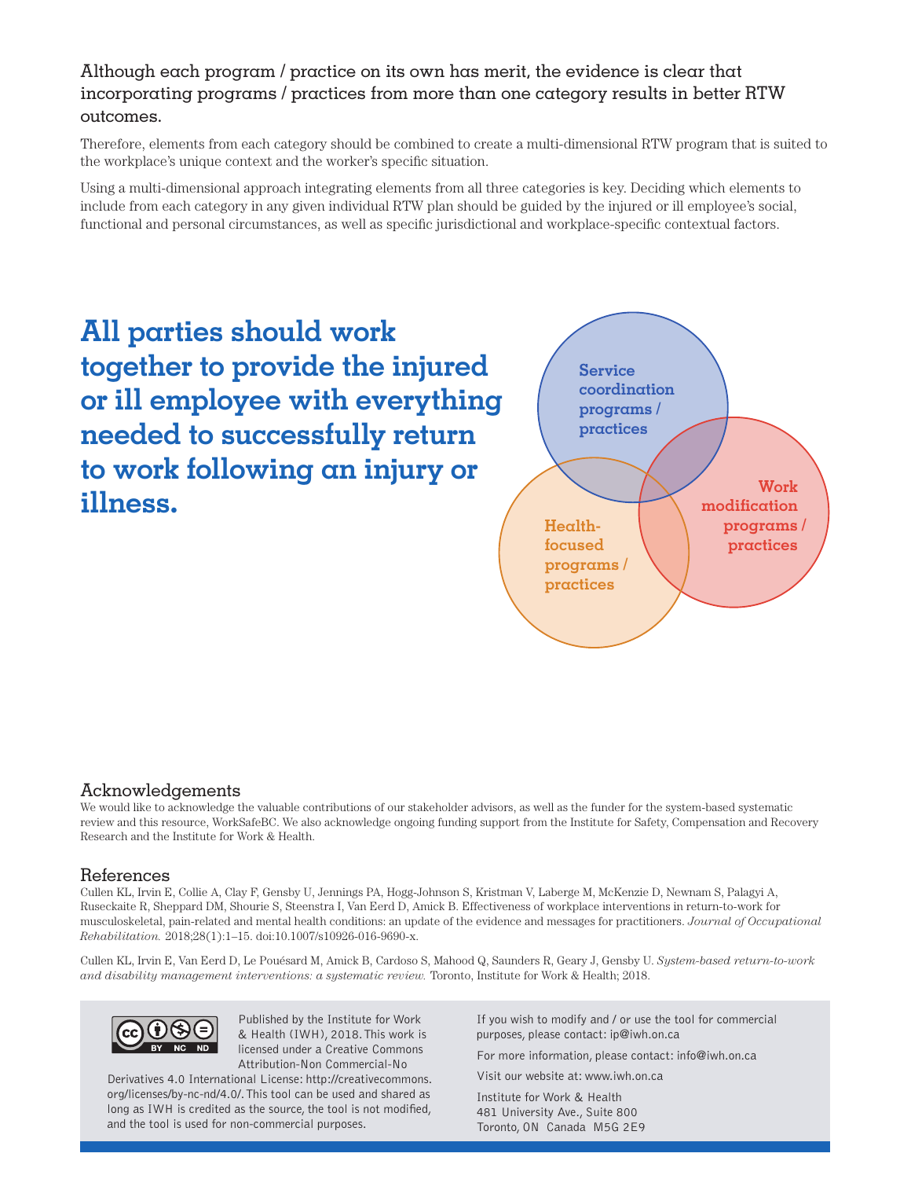**Although each program / practice on its own has merit, the evidence is clear that incorporating programs / practices from more than one category results in better RTW outcomes.**

Therefore, elements from each category should be combined to create a multi-dimensional RTW program that is suited to the workplace's unique context and the worker's specific situation.

Using a multi-dimensional approach integrating elements from all three categories is key. Deciding which elements to include from each category in any given individual RTW plan should be guided by the injured or ill employee's social, functional and personal circumstances, as well as specific jurisdictional and workplace-specific contextual factors.

**All parties should work together to provide the injured or ill employee with everything needed to successfully return to work following an injury or illness.**

Service coordination programs / practices

Work modification programs / practices

Health-focused programs / practices

## Acknowledgements

We would like to acknowledge the valuable contributions of our stakeholder advisors, as well as the funder for the system-based systematic review and this resource, WorkSafeBC. We also acknowledge ongoing funding support from the Institute for Safety, Compensation and Recovery Research and the Institute for Work & Health.

## References

Cullen KL, Irvin E, Collie A, Clay F, Gensby U, Jennings PA, Hogg-Johnson S, Kristman V, Laberge M, McKenzie D, Newnam S, Palagyi A, Ruseckaite R, Sheppard DM, Shourie S, Steenstra I, Van Eerd D, Amick B. Effectiveness of workplace interventions in return-to-work for musculoskeletal, pain-related and mental health conditions: an update of the evidence and messages for practitioners. *Journal of Occupational Rehabilitation.* 2018;28(1):1–15. doi:10.1007/s10926-016-9690-x.

Cullen KL, Irvin E, Van Eerd D, Le Pouésard M, Amick B, Cardoso S, Mahood Q, Saunders R, Geary J, Gensby U. *System-based return-to-work and disability management interventions: a systematic review.* Toronto, Institute for Work & Health; 2018.

Published by the Institute for Work & Health (IWH), 2018. This work is licensed under a Creative Commons Attribution-Non Commercial-No Derivatives 4.0 International License: http://creativecommons.org/licenses/by-nc-nd/4.0/. This tool can be used and shared as long as IWH is credited as the source, the tool is not modified, and the tool is used for non-commercial purposes.

If you wish to modify and / or use the tool for commercial purposes, please contact: ip@iwh.on.ca

For more information, please contact: info@iwh.on.ca

Visit our website at: www.iwh.on.ca

Institute for Work & Health
481 University Ave., Suite 800
Toronto, ON Canada M5G 2E9